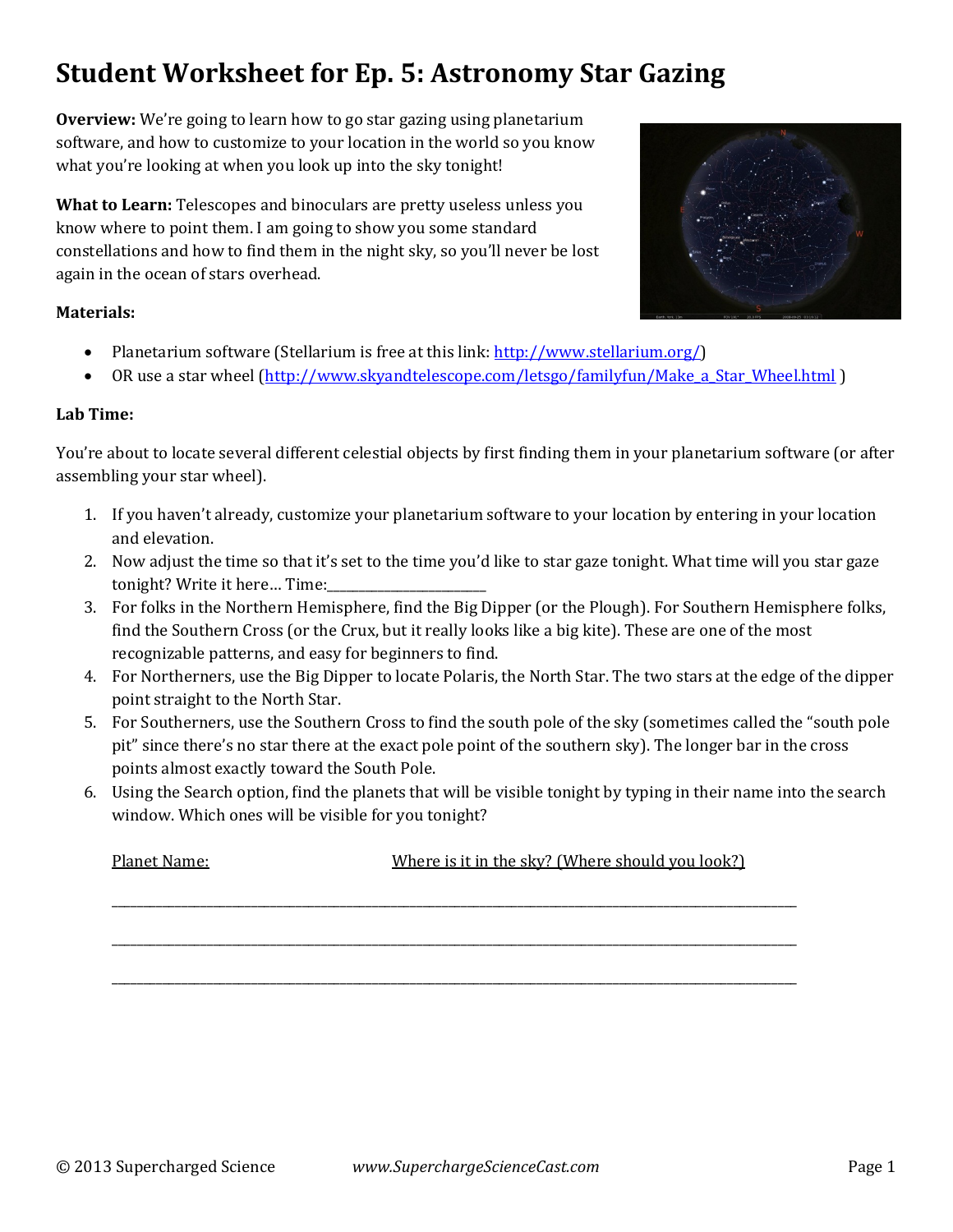# Student Worksheet for Ep. 5: Astronomy Star Gazing

**Overview:** We're going to learn how to go star gazing using planetarium software, and how to customize to your location in the world so you know what you're looking at when you look up into the sky tonight!

**What to Learn:** Telescopes and binoculars are pretty useless unless you know where to point them. I am going to show you some standard constellations and how to find them in the night sky, so you'll never be lost again in the ocean of stars overhead.

**Materials:**

- Planetarium software (Stellarium is free at this link: [http://www.stellarium.org/](http://www.stellarium.org/))
- OR use a star wheel ([http://www.skyandtelescope.com/letsgo/familyfun/Make_a_Star_Wheel.html](http://www.skyandtelescope.com/letsgo/familyfun/Make_a_Star_Wheel.html) )

**Lab Time:**

You're about to locate several different celestial objects by first finding them in your planetarium software (or after assembling your star wheel).

1. If you haven't already, customize your planetarium software to your location by entering in your location and elevation.
2. Now adjust the time so that it's set to the time you'd like to star gaze tonight. What time will you star gaze tonight? Write it here... Time:________________________
3. For folks in the Northern Hemisphere, find the Big Dipper (or the Plough). For Southern Hemisphere folks, find the Southern Cross (or the Crux, but it really looks like a big kite). These are one of the most recognizable patterns, and easy for beginners to find.
4. For Northerners, use the Big Dipper to locate Polaris, the North Star. The two stars at the edge of the dipper point straight to the North Star.
5. For Southerners, use the Southern Cross to find the south pole of the sky (sometimes called the "south pole pit" since there's no star there at the exact pole point of the southern sky). The longer bar in the cross points almost exactly toward the South Pole.
6. Using the Search option, find the planets that will be visible tonight by typing in their name into the search window. Which ones will be visible for you tonight?

   Planet Name: Where is it in the sky? (Where should you look?)

   ______________________________________________________________________________

   ______________________________________________________________________________

   ______________________________________________________________________________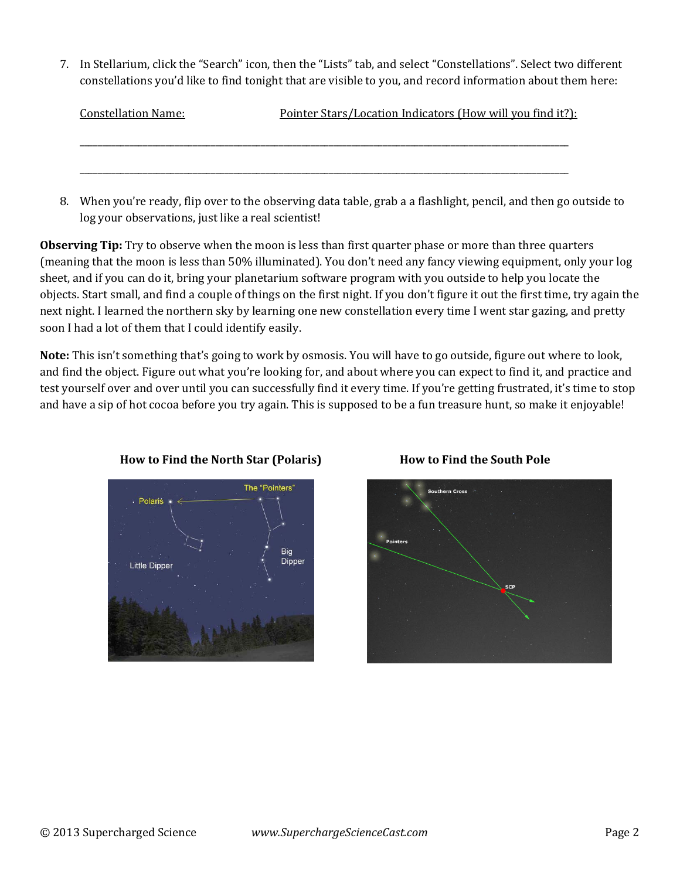7. In Stellarium, click the "Search" icon, then the "Lists" tab, and select "Constellations". Select two different constellations you'd like to find tonight that are visible to you, and record information about them here:

| Constellation Name: | Pointer Stars/Location Indicators (How will you find it?): |
|---|---|
| | |
| | |

8. When you're ready, flip over to the observing data table, grab a a flashlight, pencil, and then go outside to log your observations, just like a real scientist!

**Observing Tip:** Try to observe when the moon is less than first quarter phase or more than three quarters (meaning that the moon is less than 50% illuminated). You don't need any fancy viewing equipment, only your log sheet, and if you can do it, bring your planetarium software program with you outside to help you locate the objects. Start small, and find a couple of things on the first night. If you don't figure it out the first time, try again the next night. I learned the northern sky by learning one new constellation every time I went star gazing, and pretty soon I had a lot of them that I could identify easily.

**Note:** This isn't something that's going to work by osmosis. You will have to go outside, figure out where to look, and find the object. Figure out what you're looking for, and about where you can expect to find it, and practice and test yourself over and over until you can successfully find it every time. If you're getting frustrated, it's time to stop and have a sip of hot cocoa before you try again. This is supposed to be a fun treasure hunt, so make it enjoyable!

**How to Find the North Star (Polaris)**

**How to Find the South Pole**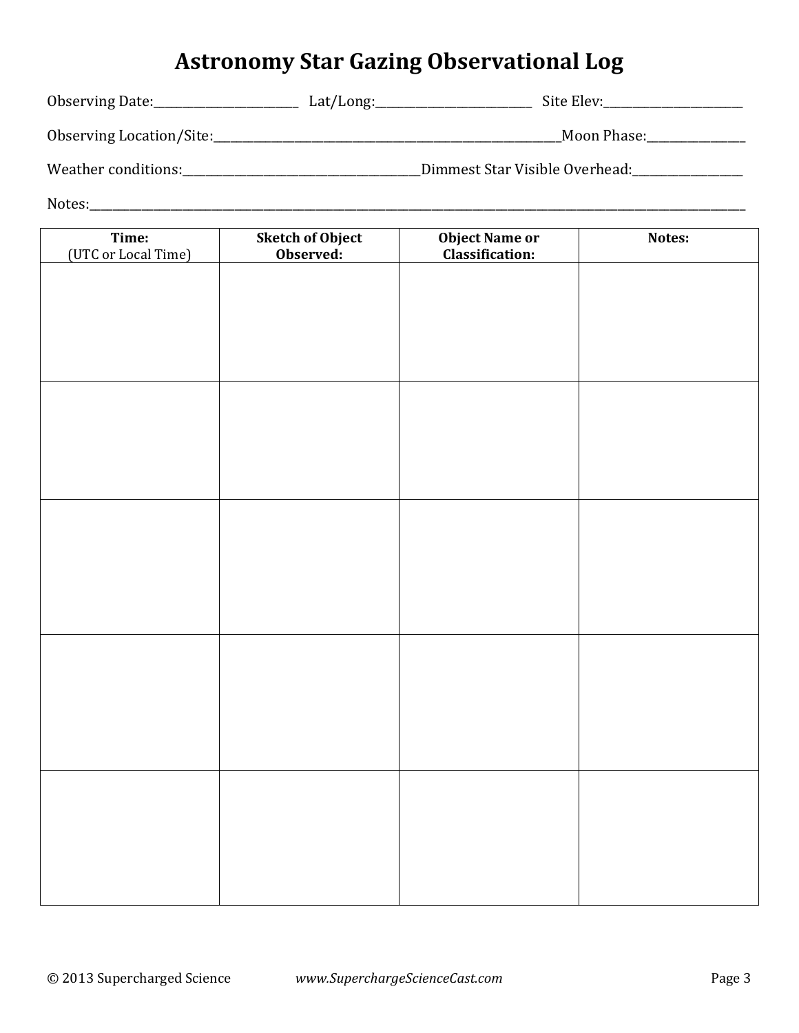# Astronomy Star Gazing Observational Log

Observing Date:________________________ Lat/Long:__________________________ Site Elev:______________________

Observing Location/Site:___________________________________________________________Moon Phase:_______________

Weather conditions:_______________________________________Dimmest Star Visible Overhead:_________________

Notes:______________________________________________________________________________________________________________

| Time: (UTC or Local Time) | Sketch of Object Observed: | Object Name or Classification: | Notes: |
|---|---|---|---|
| | | | |
| | | | |
| | | | |
| | | | |
| | | | |

© 2013 Supercharged Science *www.SuperchargeScienceCast.com*